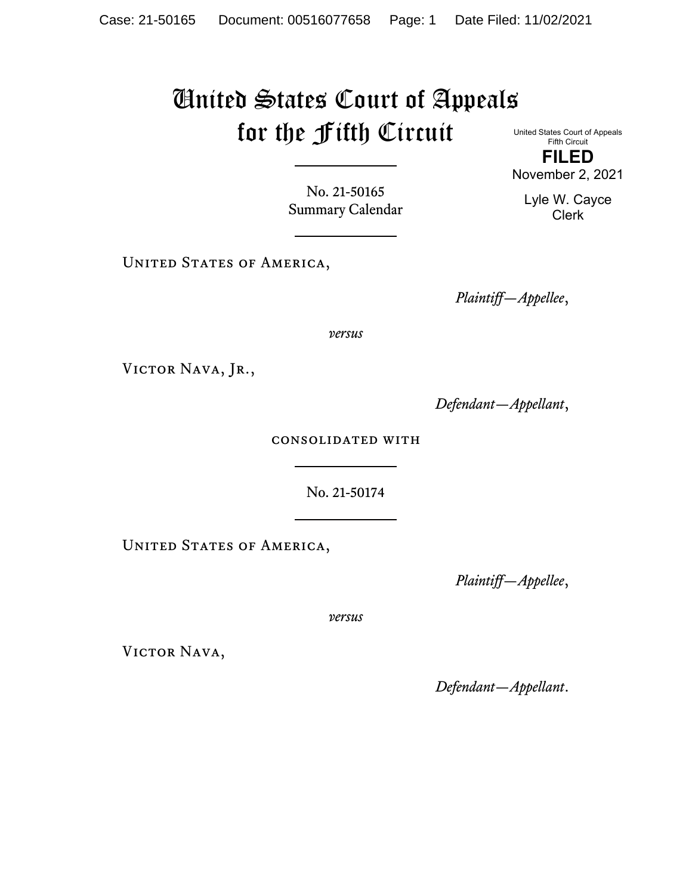# United States Court of Appeals for the Fifth Circuit

United States Court of Appeals
Fifth Circuit

**FILED**

November 2, 2021

Lyle W. Cayce
Clerk

No. 21-50165
Summary Calendar

---

United States of America,

*Plaintiff—Appellee*,

*versus*

Victor Nava, Jr.,

*Defendant—Appellant*,

consolidated with

---

No. 21-50174

---

United States of America,

*Plaintiff—Appellee*,

*versus*

Victor Nava,

*Defendant—Appellant*.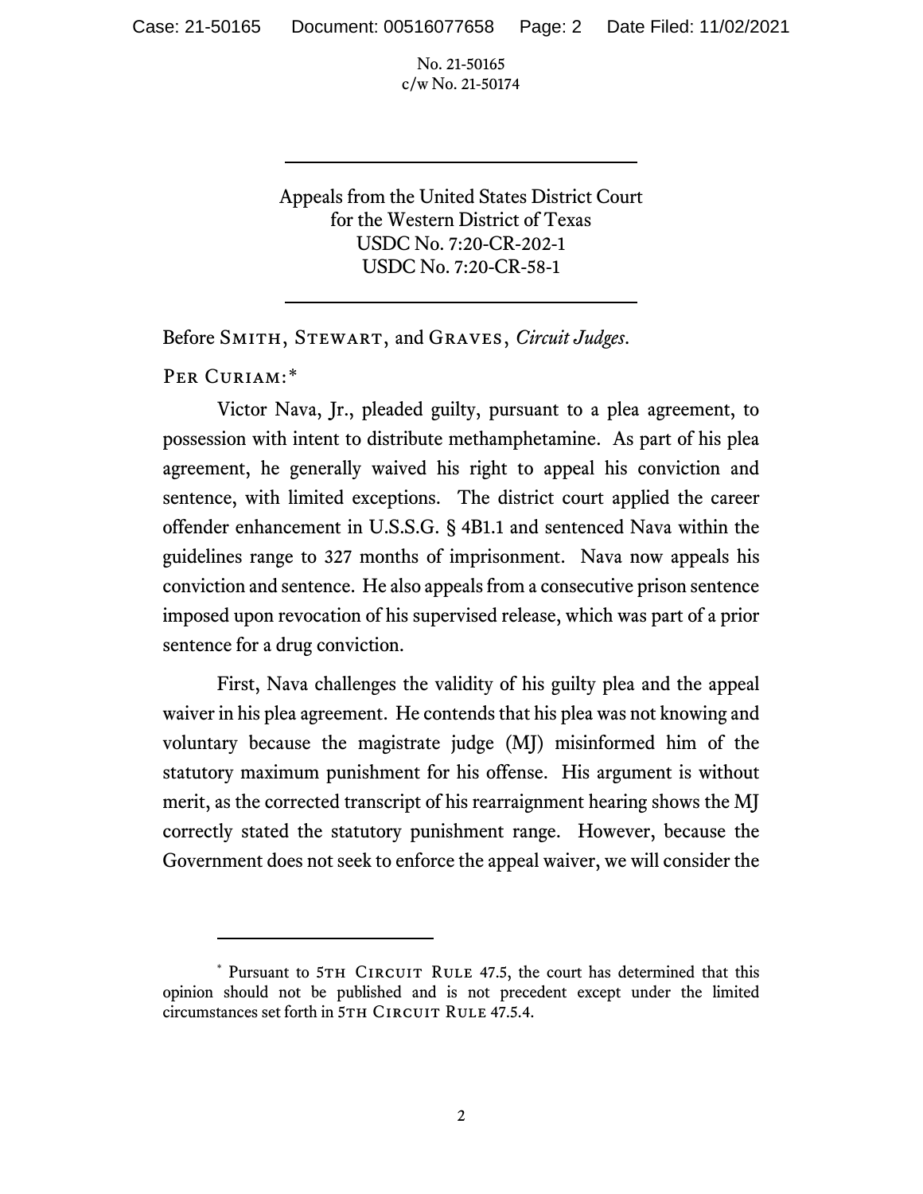No. 21-50165
c/w No. 21-50174

---

Appeals from the United States District Court
for the Western District of Texas
USDC No. 7:20-CR-202-1
USDC No. 7:20-CR-58-1

---

Before Smith, Stewart, and Graves, *Circuit Judges*.

Per Curiam:*

Victor Nava, Jr., pleaded guilty, pursuant to a plea agreement, to possession with intent to distribute methamphetamine. As part of his plea agreement, he generally waived his right to appeal his conviction and sentence, with limited exceptions. The district court applied the career offender enhancement in U.S.S.G. § 4B1.1 and sentenced Nava within the guidelines range to 327 months of imprisonment. Nava now appeals his conviction and sentence. He also appeals from a consecutive prison sentence imposed upon revocation of his supervised release, which was part of a prior sentence for a drug conviction.

First, Nava challenges the validity of his guilty plea and the appeal waiver in his plea agreement. He contends that his plea was not knowing and voluntary because the magistrate judge (MJ) misinformed him of the statutory maximum punishment for his offense. His argument is without merit, as the corrected transcript of his rearraignment hearing shows the MJ correctly stated the statutory punishment range. However, because the Government does not seek to enforce the appeal waiver, we will consider the

---

* Pursuant to 5th Circuit Rule 47.5, the court has determined that this opinion should not be published and is not precedent except under the limited circumstances set forth in 5th Circuit Rule 47.5.4.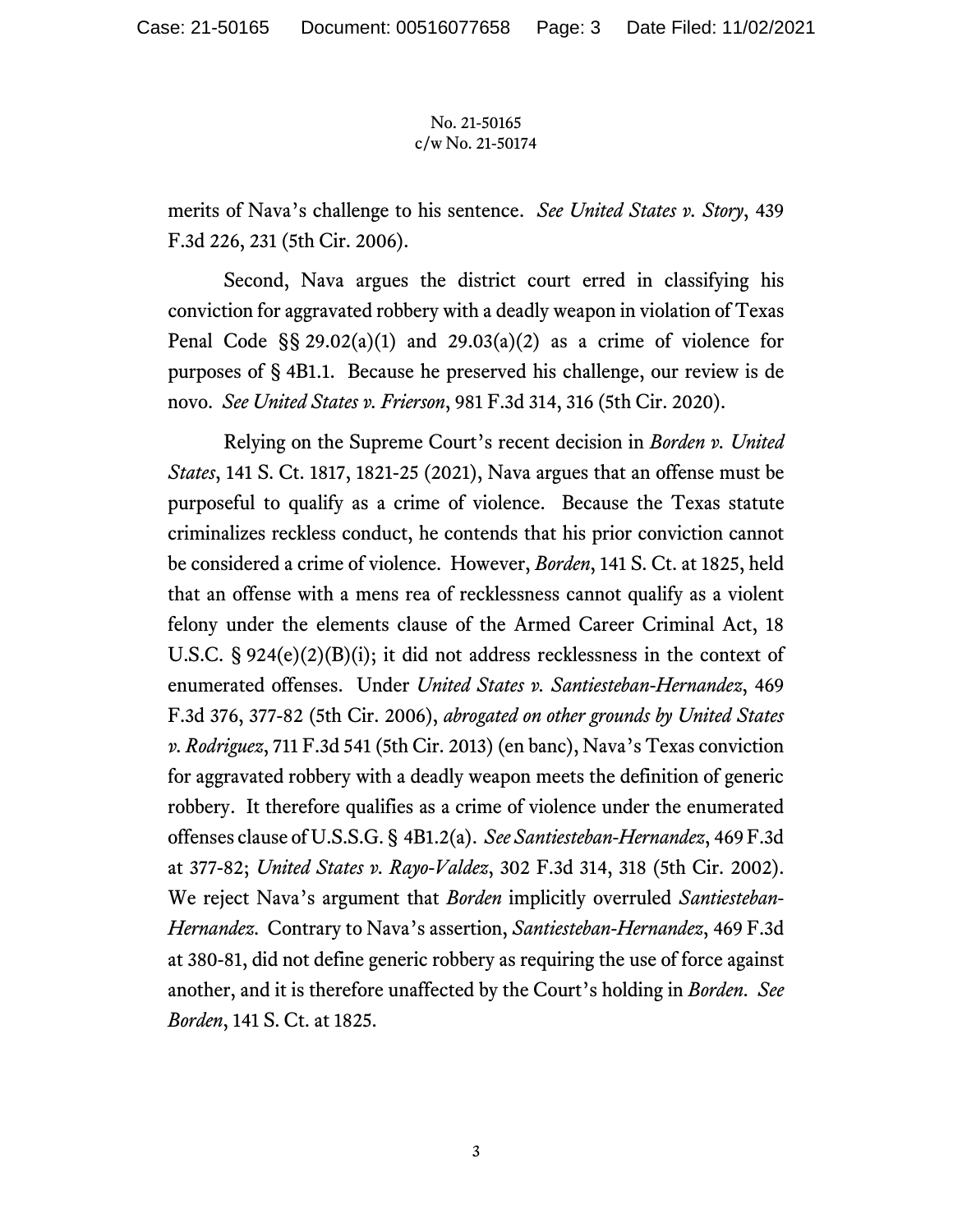merits of Nava's challenge to his sentence. *See United States v. Story*, 439 F.3d 226, 231 (5th Cir. 2006).

Second, Nava argues the district court erred in classifying his conviction for aggravated robbery with a deadly weapon in violation of Texas Penal Code §§ 29.02(a)(1) and 29.03(a)(2) as a crime of violence for purposes of § 4B1.1. Because he preserved his challenge, our review is de novo. *See United States v. Frierson*, 981 F.3d 314, 316 (5th Cir. 2020).

Relying on the Supreme Court's recent decision in *Borden v. United States*, 141 S. Ct. 1817, 1821-25 (2021), Nava argues that an offense must be purposeful to qualify as a crime of violence. Because the Texas statute criminalizes reckless conduct, he contends that his prior conviction cannot be considered a crime of violence. However, *Borden*, 141 S. Ct. at 1825, held that an offense with a mens rea of recklessness cannot qualify as a violent felony under the elements clause of the Armed Career Criminal Act, 18 U.S.C. § 924(e)(2)(B)(i); it did not address recklessness in the context of enumerated offenses. Under *United States v. Santiesteban-Hernandez*, 469 F.3d 376, 377-82 (5th Cir. 2006), *abrogated on other grounds by United States v. Rodriguez*, 711 F.3d 541 (5th Cir. 2013) (en banc), Nava's Texas conviction for aggravated robbery with a deadly weapon meets the definition of generic robbery. It therefore qualifies as a crime of violence under the enumerated offenses clause of U.S.S.G. § 4B1.2(a). *See Santiesteban-Hernandez*, 469 F.3d at 377-82; *United States v. Rayo-Valdez*, 302 F.3d 314, 318 (5th Cir. 2002). We reject Nava's argument that *Borden* implicitly overruled *Santiesteban-Hernandez*. Contrary to Nava's assertion, *Santiesteban-Hernandez*, 469 F.3d at 380-81, did not define generic robbery as requiring the use of force against another, and it is therefore unaffected by the Court's holding in *Borden*. *See Borden*, 141 S. Ct. at 1825.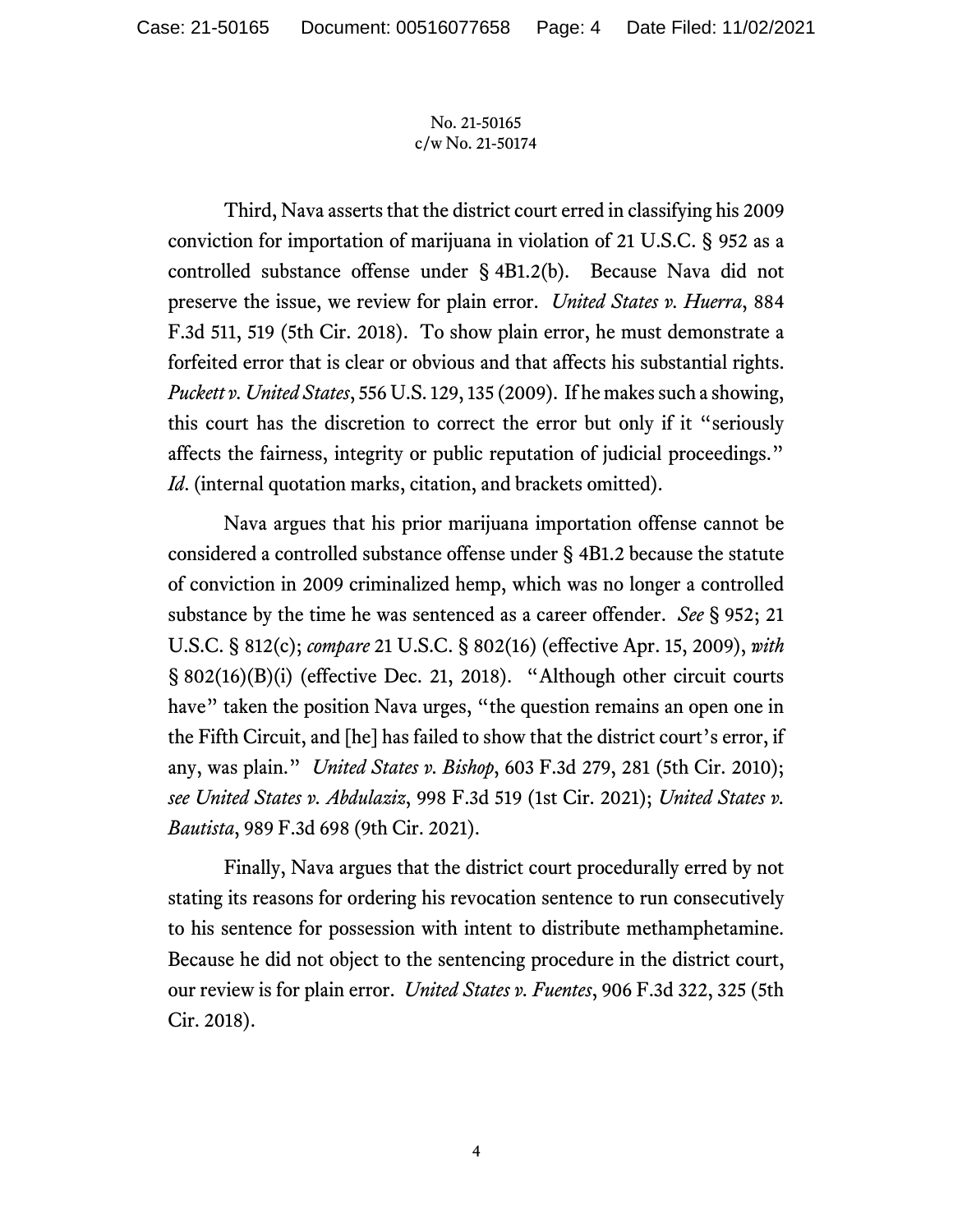Third, Nava asserts that the district court erred in classifying his 2009 conviction for importation of marijuana in violation of 21 U.S.C. § 952 as a controlled substance offense under § 4B1.2(b). Because Nava did not preserve the issue, we review for plain error. *United States v. Huerra*, 884 F.3d 511, 519 (5th Cir. 2018). To show plain error, he must demonstrate a forfeited error that is clear or obvious and that affects his substantial rights. *Puckett v. United States*, 556 U.S. 129, 135 (2009). If he makes such a showing, this court has the discretion to correct the error but only if it "seriously affects the fairness, integrity or public reputation of judicial proceedings." *Id*. (internal quotation marks, citation, and brackets omitted).

Nava argues that his prior marijuana importation offense cannot be considered a controlled substance offense under § 4B1.2 because the statute of conviction in 2009 criminalized hemp, which was no longer a controlled substance by the time he was sentenced as a career offender. *See* § 952; 21 U.S.C. § 812(c); *compare* 21 U.S.C. § 802(16) (effective Apr. 15, 2009), *with* § 802(16)(B)(i) (effective Dec. 21, 2018). "Although other circuit courts have" taken the position Nava urges, "the question remains an open one in the Fifth Circuit, and [he] has failed to show that the district court's error, if any, was plain." *United States v. Bishop*, 603 F.3d 279, 281 (5th Cir. 2010); *see United States v. Abdulaziz*, 998 F.3d 519 (1st Cir. 2021); *United States v. Bautista*, 989 F.3d 698 (9th Cir. 2021).

Finally, Nava argues that the district court procedurally erred by not stating its reasons for ordering his revocation sentence to run consecutively to his sentence for possession with intent to distribute methamphetamine. Because he did not object to the sentencing procedure in the district court, our review is for plain error. *United States v. Fuentes*, 906 F.3d 322, 325 (5th Cir. 2018).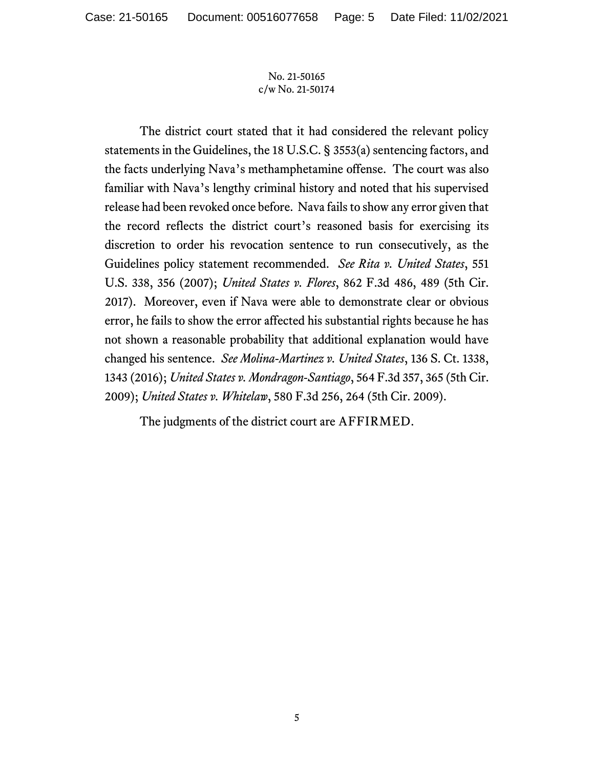The district court stated that it had considered the relevant policy statements in the Guidelines, the 18 U.S.C. § 3553(a) sentencing factors, and the facts underlying Nava's methamphetamine offense. The court was also familiar with Nava's lengthy criminal history and noted that his supervised release had been revoked once before. Nava fails to show any error given that the record reflects the district court's reasoned basis for exercising its discretion to order his revocation sentence to run consecutively, as the Guidelines policy statement recommended. *See Rita v. United States*, 551 U.S. 338, 356 (2007); *United States v. Flores*, 862 F.3d 486, 489 (5th Cir. 2017). Moreover, even if Nava were able to demonstrate clear or obvious error, he fails to show the error affected his substantial rights because he has not shown a reasonable probability that additional explanation would have changed his sentence. *See Molina-Martinez v. United States*, 136 S. Ct. 1338, 1343 (2016); *United States v. Mondragon-Santiago*, 564 F.3d 357, 365 (5th Cir. 2009); *United States v. Whitelaw*, 580 F.3d 256, 264 (5th Cir. 2009).

The judgments of the district court are AFFIRMED.